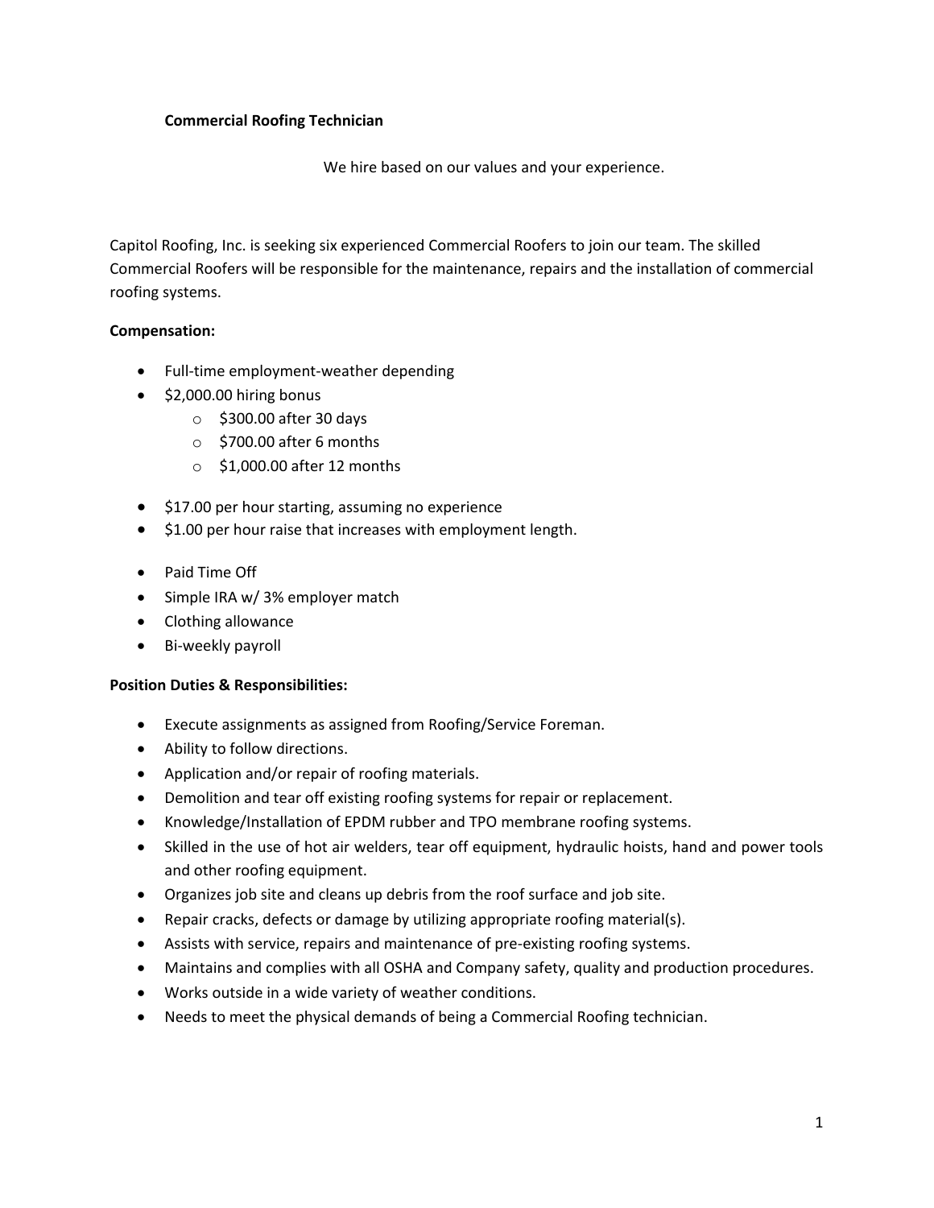**Commercial Roofing Technician**

We hire based on our values and your experience.

Capitol Roofing, Inc. is seeking six experienced Commercial Roofers to join our team. The skilled Commercial Roofers will be responsible for the maintenance, repairs and the installation of commercial roofing systems.

**Compensation:**

- Full-time employment-weather depending
- $2,000.00 hiring bonus
  - $300.00 after 30 days
  - $700.00 after 6 months
  - $1,000.00 after 12 months
- $17.00 per hour starting, assuming no experience
- $1.00 per hour raise that increases with employment length.
- Paid Time Off
- Simple IRA w/ 3% employer match
- Clothing allowance
- Bi-weekly payroll

**Position Duties & Responsibilities:**

- Execute assignments as assigned from Roofing/Service Foreman.
- Ability to follow directions.
- Application and/or repair of roofing materials.
- Demolition and tear off existing roofing systems for repair or replacement.
- Knowledge/Installation of EPDM rubber and TPO membrane roofing systems.
- Skilled in the use of hot air welders, tear off equipment, hydraulic hoists, hand and power tools and other roofing equipment.
- Organizes job site and cleans up debris from the roof surface and job site.
- Repair cracks, defects or damage by utilizing appropriate roofing material(s).
- Assists with service, repairs and maintenance of pre-existing roofing systems.
- Maintains and complies with all OSHA and Company safety, quality and production procedures.
- Works outside in a wide variety of weather conditions.
- Needs to meet the physical demands of being a Commercial Roofing technician.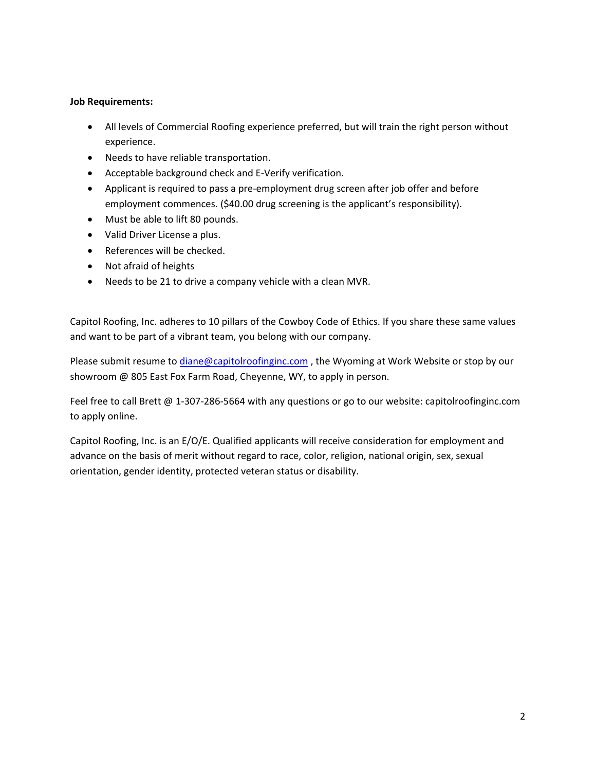**Job Requirements:**

- All levels of Commercial Roofing experience preferred, but will train the right person without experience.
- Needs to have reliable transportation.
- Acceptable background check and E-Verify verification.
- Applicant is required to pass a pre-employment drug screen after job offer and before employment commences. ($40.00 drug screening is the applicant's responsibility).
- Must be able to lift 80 pounds.
- Valid Driver License a plus.
- References will be checked.
- Not afraid of heights
- Needs to be 21 to drive a company vehicle with a clean MVR.

Capitol Roofing, Inc. adheres to 10 pillars of the Cowboy Code of Ethics. If you share these same values and want to be part of a vibrant team, you belong with our company.

Please submit resume to diane@capitolroofinginc.com , the Wyoming at Work Website or stop by our showroom @ 805 East Fox Farm Road, Cheyenne, WY, to apply in person.

Feel free to call Brett @ 1-307-286-5664 with any questions or go to our website: capitolroofinginc.com to apply online.

Capitol Roofing, Inc. is an E/O/E. Qualified applicants will receive consideration for employment and advance on the basis of merit without regard to race, color, religion, national origin, sex, sexual orientation, gender identity, protected veteran status or disability.